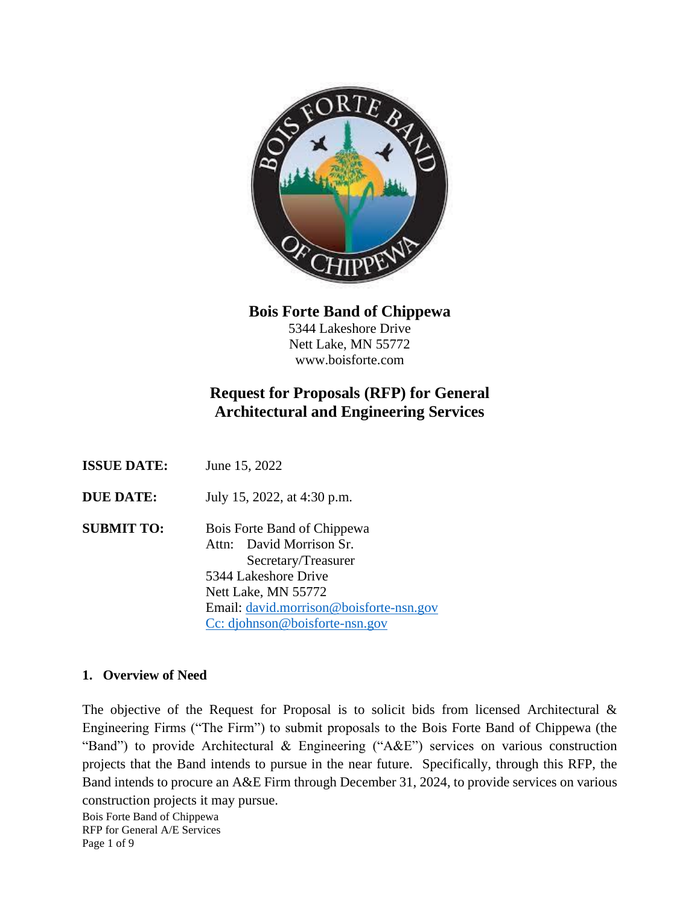# Bois Forte Band of Chippewa

5344 Lakeshore Drive
Nett Lake, MN 55772
www.boisforte.com

## Request for Proposals (RFP) for General Architectural and Engineering Services

**ISSUE DATE:** June 15, 2022

**DUE DATE:** July 15, 2022, at 4:30 p.m.

**SUBMIT TO:** Bois Forte Band of Chippewa
Attn: David Morrison Sr.
Secretary/Treasurer
5344 Lakeshore Drive
Nett Lake, MN 55772
Email: david.morrison@boisforte-nsn.gov
Cc: djohnson@boisforte-nsn.gov

### 1. Overview of Need

The objective of the Request for Proposal is to solicit bids from licensed Architectural & Engineering Firms ("The Firm") to submit proposals to the Bois Forte Band of Chippewa (the "Band") to provide Architectural & Engineering ("A&E") services on various construction projects that the Band intends to pursue in the near future. Specifically, through this RFP, the Band intends to procure an A&E Firm through December 31, 2024, to provide services on various construction projects it may pursue.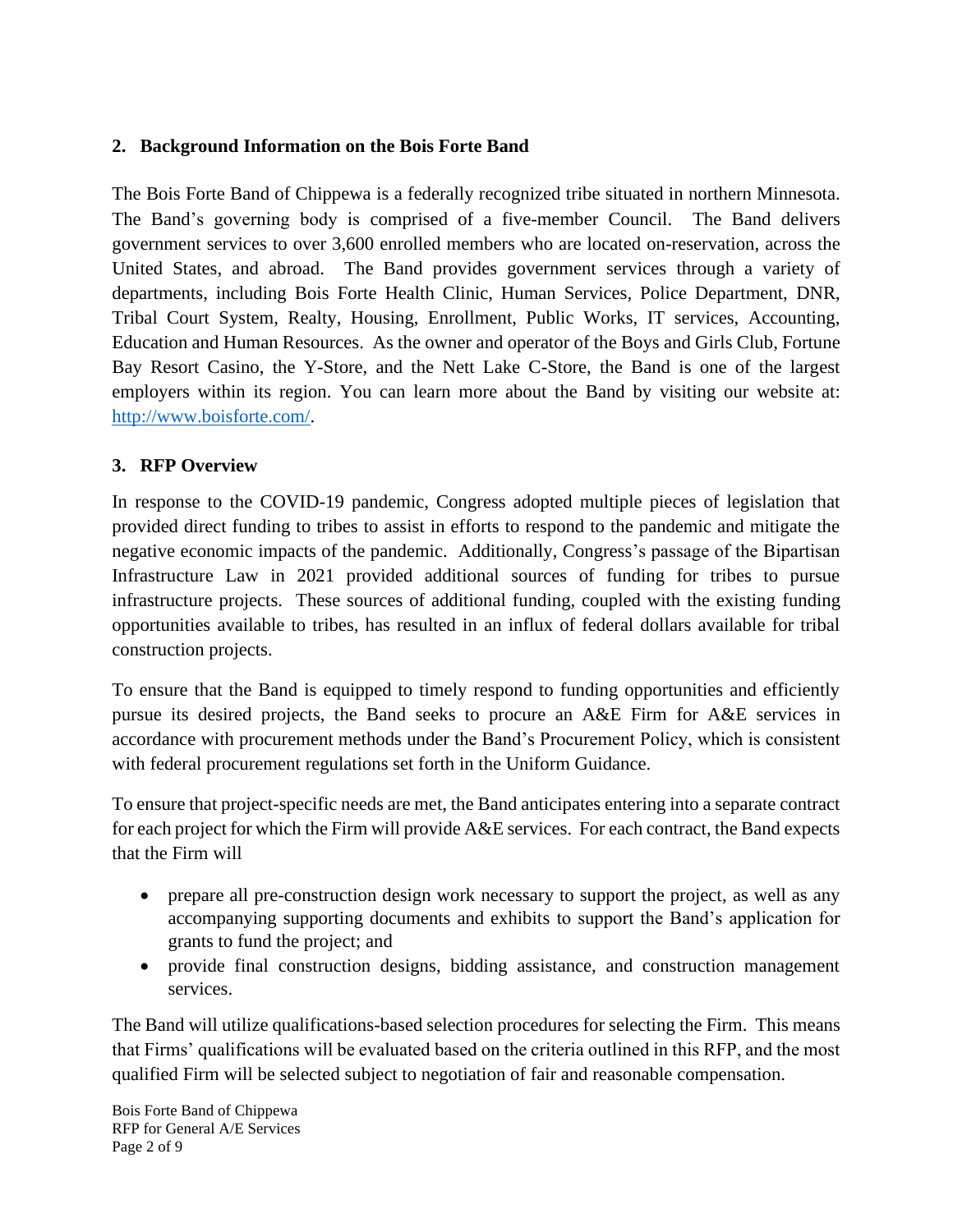## 2. Background Information on the Bois Forte Band

The Bois Forte Band of Chippewa is a federally recognized tribe situated in northern Minnesota. The Band's governing body is comprised of a five-member Council. The Band delivers government services to over 3,600 enrolled members who are located on-reservation, across the United States, and abroad. The Band provides government services through a variety of departments, including Bois Forte Health Clinic, Human Services, Police Department, DNR, Tribal Court System, Realty, Housing, Enrollment, Public Works, IT services, Accounting, Education and Human Resources. As the owner and operator of the Boys and Girls Club, Fortune Bay Resort Casino, the Y-Store, and the Nett Lake C-Store, the Band is one of the largest employers within its region. You can learn more about the Band by visiting our website at: [http://www.boisforte.com/](http://www.boisforte.com/).

## 3. RFP Overview

In response to the COVID-19 pandemic, Congress adopted multiple pieces of legislation that provided direct funding to tribes to assist in efforts to respond to the pandemic and mitigate the negative economic impacts of the pandemic. Additionally, Congress's passage of the Bipartisan Infrastructure Law in 2021 provided additional sources of funding for tribes to pursue infrastructure projects. These sources of additional funding, coupled with the existing funding opportunities available to tribes, has resulted in an influx of federal dollars available for tribal construction projects.

To ensure that the Band is equipped to timely respond to funding opportunities and efficiently pursue its desired projects, the Band seeks to procure an A&E Firm for A&E services in accordance with procurement methods under the Band's Procurement Policy, which is consistent with federal procurement regulations set forth in the Uniform Guidance.

To ensure that project-specific needs are met, the Band anticipates entering into a separate contract for each project for which the Firm will provide A&E services. For each contract, the Band expects that the Firm will

- prepare all pre-construction design work necessary to support the project, as well as any accompanying supporting documents and exhibits to support the Band's application for grants to fund the project; and
- provide final construction designs, bidding assistance, and construction management services.

The Band will utilize qualifications-based selection procedures for selecting the Firm. This means that Firms' qualifications will be evaluated based on the criteria outlined in this RFP, and the most qualified Firm will be selected subject to negotiation of fair and reasonable compensation.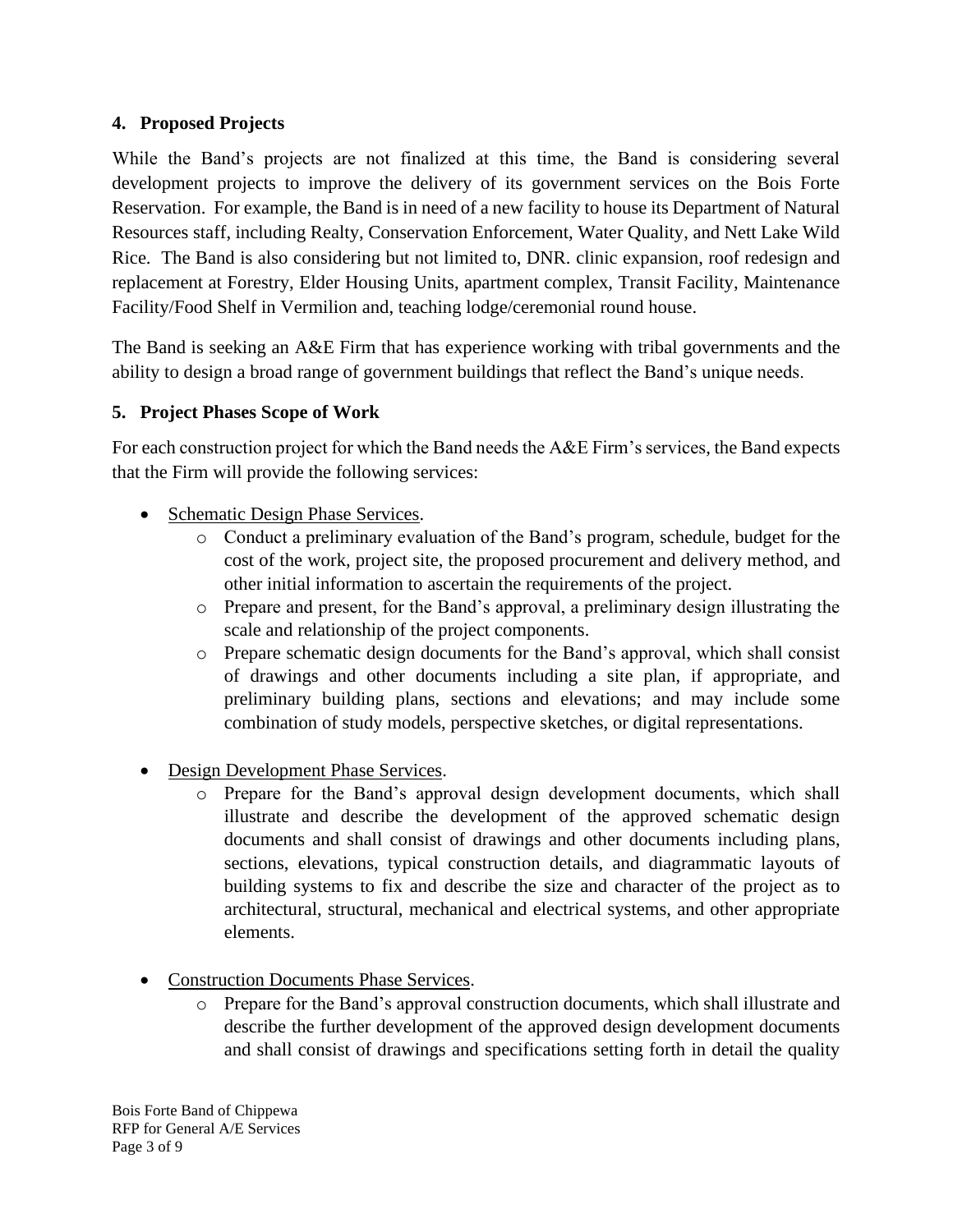## 4. Proposed Projects

While the Band's projects are not finalized at this time, the Band is considering several development projects to improve the delivery of its government services on the Bois Forte Reservation. For example, the Band is in need of a new facility to house its Department of Natural Resources staff, including Realty, Conservation Enforcement, Water Quality, and Nett Lake Wild Rice. The Band is also considering but not limited to, DNR. clinic expansion, roof redesign and replacement at Forestry, Elder Housing Units, apartment complex, Transit Facility, Maintenance Facility/Food Shelf in Vermilion and, teaching lodge/ceremonial round house.

The Band is seeking an A&E Firm that has experience working with tribal governments and the ability to design a broad range of government buildings that reflect the Band's unique needs.

## 5. Project Phases Scope of Work

For each construction project for which the Band needs the A&E Firm's services, the Band expects that the Firm will provide the following services:

- Schematic Design Phase Services.
  - Conduct a preliminary evaluation of the Band's program, schedule, budget for the cost of the work, project site, the proposed procurement and delivery method, and other initial information to ascertain the requirements of the project.
  - Prepare and present, for the Band's approval, a preliminary design illustrating the scale and relationship of the project components.
  - Prepare schematic design documents for the Band's approval, which shall consist of drawings and other documents including a site plan, if appropriate, and preliminary building plans, sections and elevations; and may include some combination of study models, perspective sketches, or digital representations.

- Design Development Phase Services.
  - Prepare for the Band's approval design development documents, which shall illustrate and describe the development of the approved schematic design documents and shall consist of drawings and other documents including plans, sections, elevations, typical construction details, and diagrammatic layouts of building systems to fix and describe the size and character of the project as to architectural, structural, mechanical and electrical systems, and other appropriate elements.

- Construction Documents Phase Services.
  - Prepare for the Band's approval construction documents, which shall illustrate and describe the further development of the approved design development documents and shall consist of drawings and specifications setting forth in detail the quality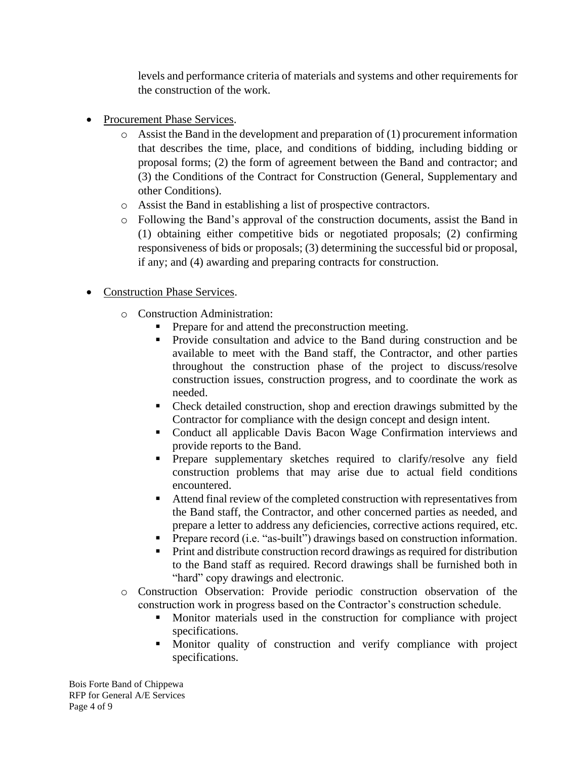levels and performance criteria of materials and systems and other requirements for the construction of the work.

- Procurement Phase Services.
  - Assist the Band in the development and preparation of (1) procurement information that describes the time, place, and conditions of bidding, including bidding or proposal forms; (2) the form of agreement between the Band and contractor; and (3) the Conditions of the Contract for Construction (General, Supplementary and other Conditions).
  - Assist the Band in establishing a list of prospective contractors.
  - Following the Band's approval of the construction documents, assist the Band in (1) obtaining either competitive bids or negotiated proposals; (2) confirming responsiveness of bids or proposals; (3) determining the successful bid or proposal, if any; and (4) awarding and preparing contracts for construction.

- Construction Phase Services.
  - Construction Administration:
    - Prepare for and attend the preconstruction meeting.
    - Provide consultation and advice to the Band during construction and be available to meet with the Band staff, the Contractor, and other parties throughout the construction phase of the project to discuss/resolve construction issues, construction progress, and to coordinate the work as needed.
    - Check detailed construction, shop and erection drawings submitted by the Contractor for compliance with the design concept and design intent.
    - Conduct all applicable Davis Bacon Wage Confirmation interviews and provide reports to the Band.
    - Prepare supplementary sketches required to clarify/resolve any field construction problems that may arise due to actual field conditions encountered.
    - Attend final review of the completed construction with representatives from the Band staff, the Contractor, and other concerned parties as needed, and prepare a letter to address any deficiencies, corrective actions required, etc.
    - Prepare record (i.e. "as-built") drawings based on construction information.
    - Print and distribute construction record drawings as required for distribution to the Band staff as required. Record drawings shall be furnished both in "hard" copy drawings and electronic.
  - Construction Observation: Provide periodic construction observation of the construction work in progress based on the Contractor's construction schedule.
    - Monitor materials used in the construction for compliance with project specifications.
    - Monitor quality of construction and verify compliance with project specifications.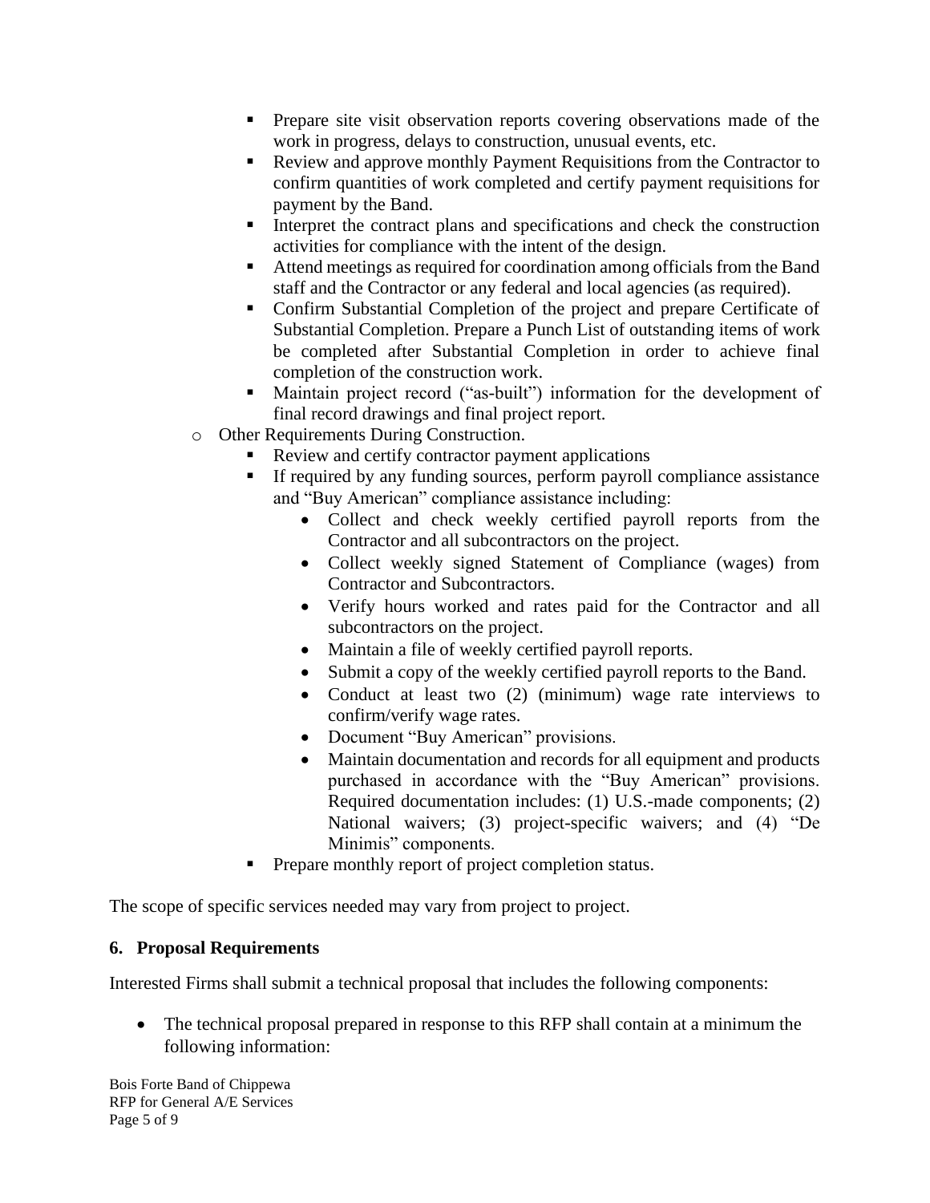- Prepare site visit observation reports covering observations made of the work in progress, delays to construction, unusual events, etc.
    - Review and approve monthly Payment Requisitions from the Contractor to confirm quantities of work completed and certify payment requisitions for payment by the Band.
    - Interpret the contract plans and specifications and check the construction activities for compliance with the intent of the design.
    - Attend meetings as required for coordination among officials from the Band staff and the Contractor or any federal and local agencies (as required).
    - Confirm Substantial Completion of the project and prepare Certificate of Substantial Completion. Prepare a Punch List of outstanding items of work be completed after Substantial Completion in order to achieve final completion of the construction work.
    - Maintain project record ("as-built") information for the development of final record drawings and final project report.
- Other Requirements During Construction.
    - Review and certify contractor payment applications
    - If required by any funding sources, perform payroll compliance assistance and "Buy American" compliance assistance including:
        - Collect and check weekly certified payroll reports from the Contractor and all subcontractors on the project.
        - Collect weekly signed Statement of Compliance (wages) from Contractor and Subcontractors.
        - Verify hours worked and rates paid for the Contractor and all subcontractors on the project.
        - Maintain a file of weekly certified payroll reports.
        - Submit a copy of the weekly certified payroll reports to the Band.
        - Conduct at least two (2) (minimum) wage rate interviews to confirm/verify wage rates.
        - Document "Buy American" provisions.
        - Maintain documentation and records for all equipment and products purchased in accordance with the "Buy American" provisions. Required documentation includes: (1) U.S.-made components; (2) National waivers; (3) project-specific waivers; and (4) "De Minimis" components.
    - Prepare monthly report of project completion status.

The scope of specific services needed may vary from project to project.

## 6. Proposal Requirements

Interested Firms shall submit a technical proposal that includes the following components:

- The technical proposal prepared in response to this RFP shall contain at a minimum the following information: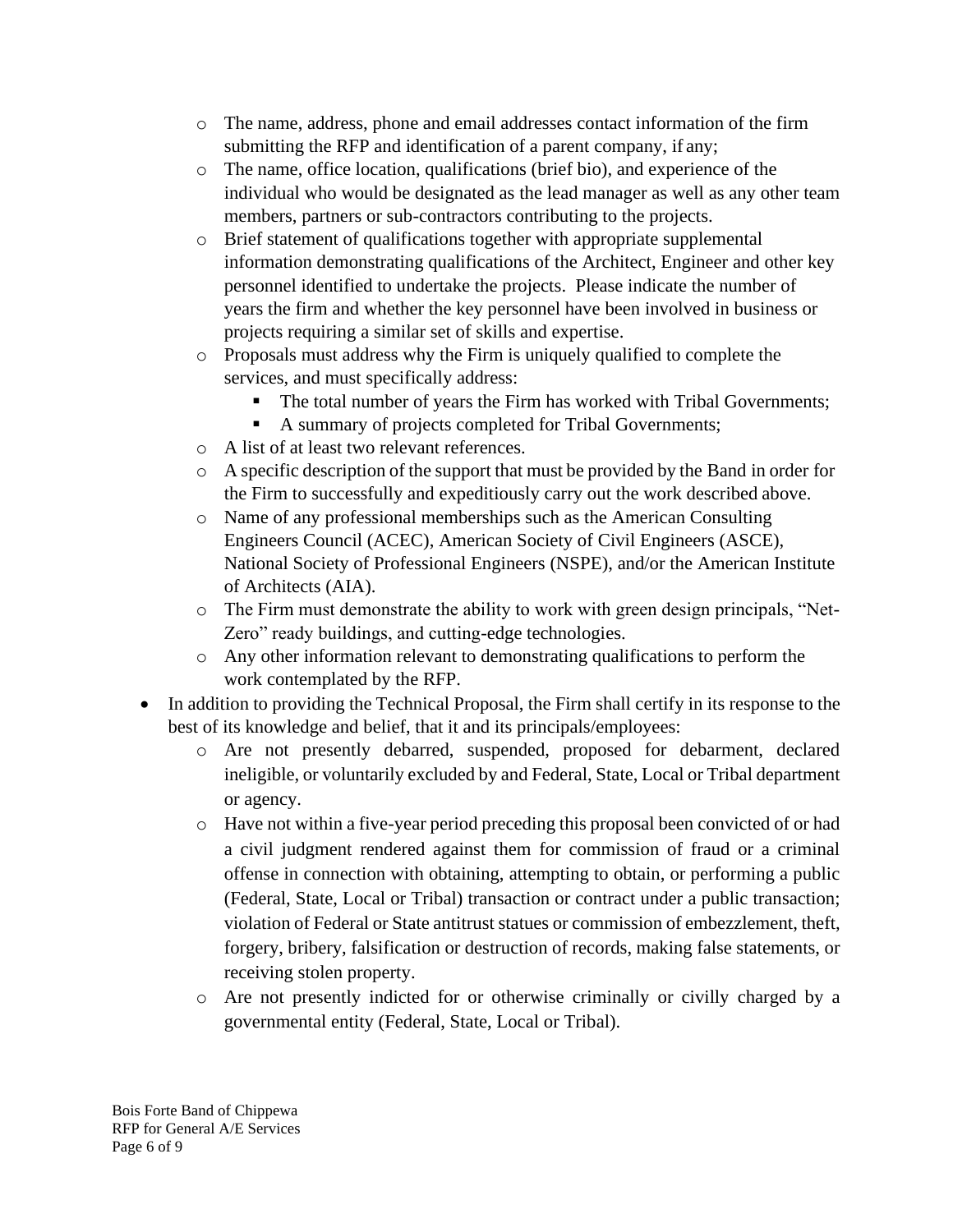- The name, address, phone and email addresses contact information of the firm submitting the RFP and identification of a parent company, if any;
    - The name, office location, qualifications (brief bio), and experience of the individual who would be designated as the lead manager as well as any other team members, partners or sub-contractors contributing to the projects.
    - Brief statement of qualifications together with appropriate supplemental information demonstrating qualifications of the Architect, Engineer and other key personnel identified to undertake the projects. Please indicate the number of years the firm and whether the key personnel have been involved in business or projects requiring a similar set of skills and expertise.
    - Proposals must address why the Firm is uniquely qualified to complete the services, and must specifically address:
        - The total number of years the Firm has worked with Tribal Governments;
        - A summary of projects completed for Tribal Governments;
    - A list of at least two relevant references.
    - A specific description of the support that must be provided by the Band in order for the Firm to successfully and expeditiously carry out the work described above.
    - Name of any professional memberships such as the American Consulting Engineers Council (ACEC), American Society of Civil Engineers (ASCE), National Society of Professional Engineers (NSPE), and/or the American Institute of Architects (AIA).
    - The Firm must demonstrate the ability to work with green design principals, "Net-Zero" ready buildings, and cutting-edge technologies.
    - Any other information relevant to demonstrating qualifications to perform the work contemplated by the RFP.
- In addition to providing the Technical Proposal, the Firm shall certify in its response to the best of its knowledge and belief, that it and its principals/employees:
    - Are not presently debarred, suspended, proposed for debarment, declared ineligible, or voluntarily excluded by and Federal, State, Local or Tribal department or agency.
    - Have not within a five-year period preceding this proposal been convicted of or had a civil judgment rendered against them for commission of fraud or a criminal offense in connection with obtaining, attempting to obtain, or performing a public (Federal, State, Local or Tribal) transaction or contract under a public transaction; violation of Federal or State antitrust statues or commission of embezzlement, theft, forgery, bribery, falsification or destruction of records, making false statements, or receiving stolen property.
    - Are not presently indicted for or otherwise criminally or civilly charged by a governmental entity (Federal, State, Local or Tribal).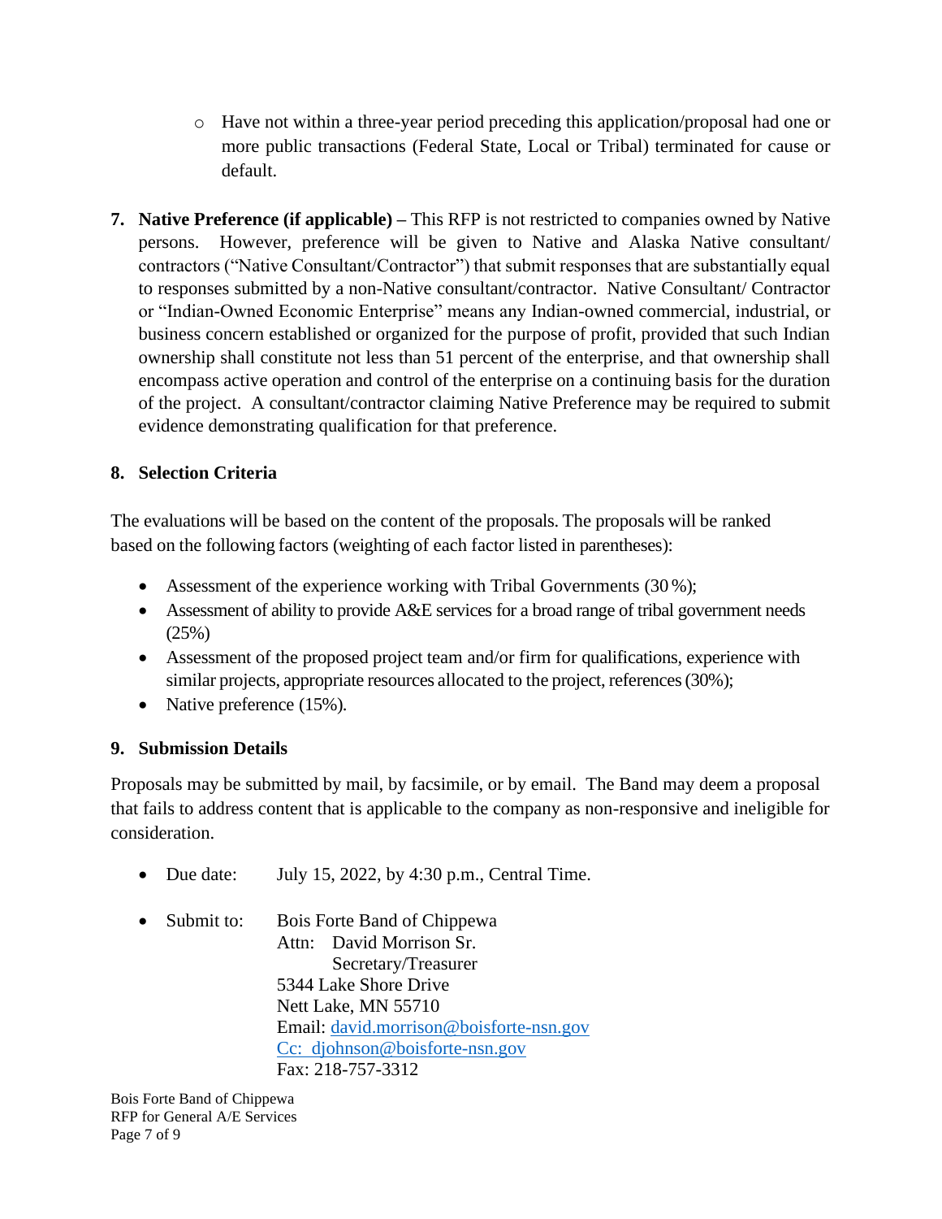- Have not within a three-year period preceding this application/proposal had one or more public transactions (Federal State, Local or Tribal) terminated for cause or default.

7. **Native Preference (if applicable) –** This RFP is not restricted to companies owned by Native persons. However, preference will be given to Native and Alaska Native consultant/ contractors ("Native Consultant/Contractor") that submit responses that are substantially equal to responses submitted by a non-Native consultant/contractor. Native Consultant/ Contractor or "Indian-Owned Economic Enterprise" means any Indian-owned commercial, industrial, or business concern established or organized for the purpose of profit, provided that such Indian ownership shall constitute not less than 51 percent of the enterprise, and that ownership shall encompass active operation and control of the enterprise on a continuing basis for the duration of the project. A consultant/contractor claiming Native Preference may be required to submit evidence demonstrating qualification for that preference.

8. **Selection Criteria**

The evaluations will be based on the content of the proposals. The proposals will be ranked based on the following factors (weighting of each factor listed in parentheses):

- Assessment of the experience working with Tribal Governments (30 %);
- Assessment of ability to provide A&E services for a broad range of tribal government needs (25%)
- Assessment of the proposed project team and/or firm for qualifications, experience with similar projects, appropriate resources allocated to the project, references (30%);
- Native preference (15%).

9. **Submission Details**

Proposals may be submitted by mail, by facsimile, or by email. The Band may deem a proposal that fails to address content that is applicable to the company as non-responsive and ineligible for consideration.

- Due date: July 15, 2022, by 4:30 p.m., Central Time.
- Submit to: Bois Forte Band of Chippewa
  Attn: David Morrison Sr.
  Secretary/Treasurer
  5344 Lake Shore Drive
  Nett Lake, MN 55710
  Email: david.morrison@boisforte-nsn.gov
  Cc: djohnson@boisforte-nsn.gov
  Fax: 218-757-3312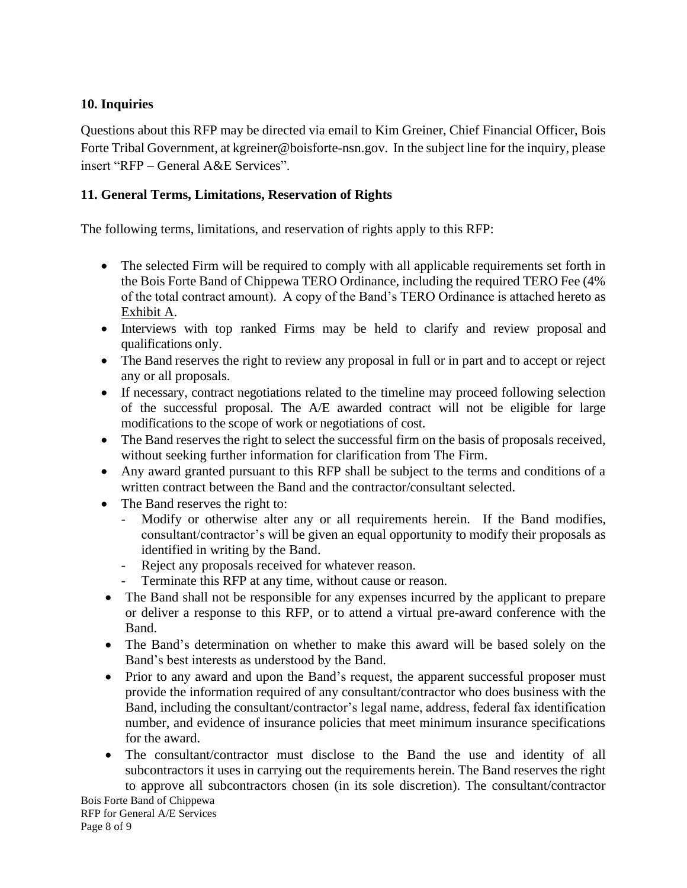## 10. Inquiries

Questions about this RFP may be directed via email to Kim Greiner, Chief Financial Officer, Bois Forte Tribal Government, at kgreiner@boisforte-nsn.gov. In the subject line for the inquiry, please insert "RFP – General A&E Services".

## 11. General Terms, Limitations, Reservation of Rights

The following terms, limitations, and reservation of rights apply to this RFP:

- The selected Firm will be required to comply with all applicable requirements set forth in the Bois Forte Band of Chippewa TERO Ordinance, including the required TERO Fee (4% of the total contract amount). A copy of the Band's TERO Ordinance is attached hereto as Exhibit A.
- Interviews with top ranked Firms may be held to clarify and review proposal and qualifications only.
- The Band reserves the right to review any proposal in full or in part and to accept or reject any or all proposals.
- If necessary, contract negotiations related to the timeline may proceed following selection of the successful proposal. The A/E awarded contract will not be eligible for large modifications to the scope of work or negotiations of cost.
- The Band reserves the right to select the successful firm on the basis of proposals received, without seeking further information for clarification from The Firm.
- Any award granted pursuant to this RFP shall be subject to the terms and conditions of a written contract between the Band and the contractor/consultant selected.
- The Band reserves the right to:
    - Modify or otherwise alter any or all requirements herein. If the Band modifies, consultant/contractor's will be given an equal opportunity to modify their proposals as identified in writing by the Band.
    - Reject any proposals received for whatever reason.
    - Terminate this RFP at any time, without cause or reason.
- The Band shall not be responsible for any expenses incurred by the applicant to prepare or deliver a response to this RFP, or to attend a virtual pre-award conference with the Band.
- The Band's determination on whether to make this award will be based solely on the Band's best interests as understood by the Band.
- Prior to any award and upon the Band's request, the apparent successful proposer must provide the information required of any consultant/contractor who does business with the Band, including the consultant/contractor's legal name, address, federal fax identification number, and evidence of insurance policies that meet minimum insurance specifications for the award.
- The consultant/contractor must disclose to the Band the use and identity of all subcontractors it uses in carrying out the requirements herein. The Band reserves the right to approve all subcontractors chosen (in its sole discretion). The consultant/contractor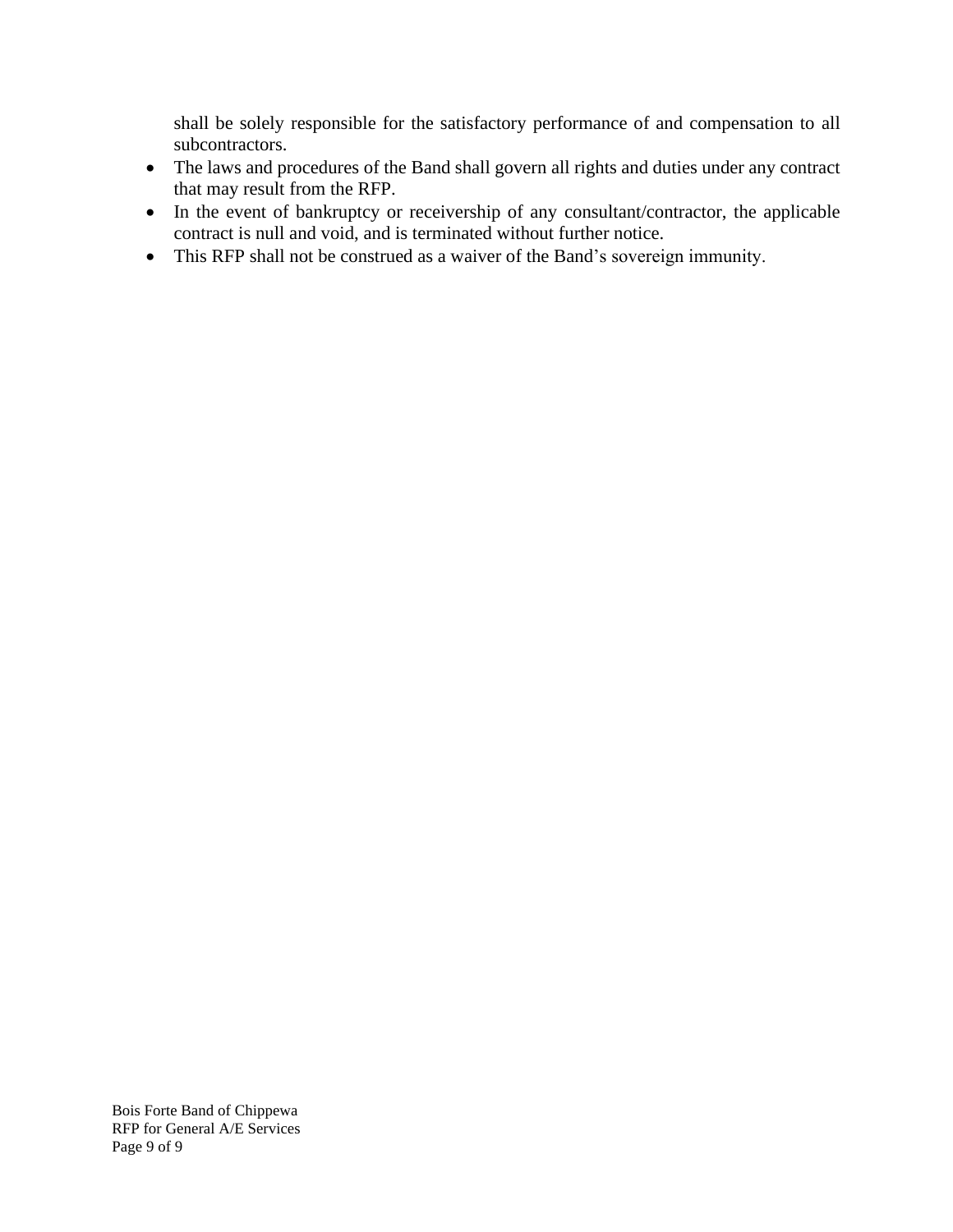shall be solely responsible for the satisfactory performance of and compensation to all subcontractors.

- The laws and procedures of the Band shall govern all rights and duties under any contract that may result from the RFP.
- In the event of bankruptcy or receivership of any consultant/contractor, the applicable contract is null and void, and is terminated without further notice.
- This RFP shall not be construed as a waiver of the Band's sovereign immunity.